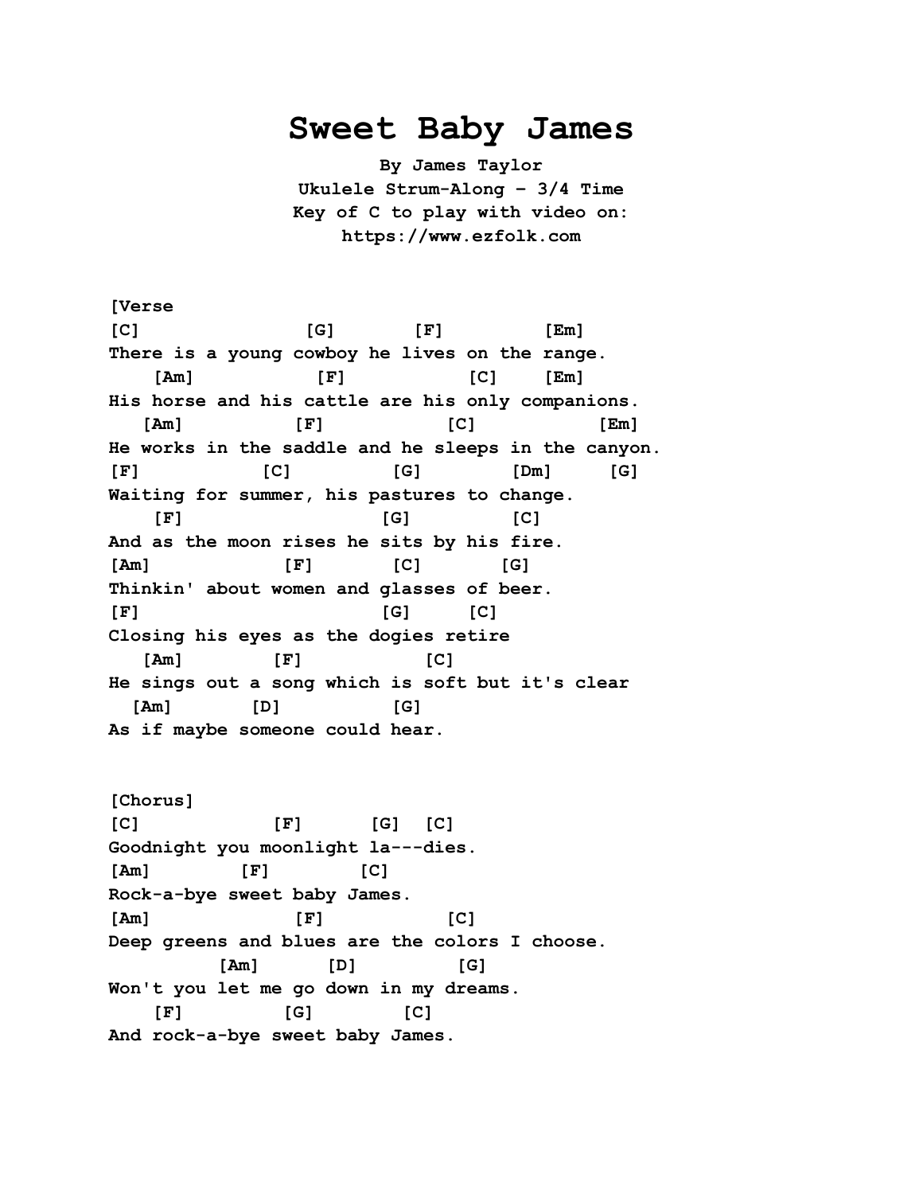# Sweet Baby James

**By James Taylor**
**Ukulele Strum-Along – 3/4 Time**
**Key of C to play with video on:**
**https://www.ezfolk.com**

```
[Verse
[C]                 [G]       [F]          [Em]
There is a young cowboy he lives on the range.
    [Am]            [F]            [C]     [Em]
His horse and his cattle are his only companions.
   [Am]          [F]            [C]            [Em]
He works in the saddle and he sleeps in the canyon.
[F]           [C]          [G]         [Dm]     [G]
Waiting for summer, his pastures to change.
    [F]                    [G]         [C]
And as the moon rises he sits by his fire.
[Am]             [F]        [C]       [G]
Thinkin' about women and glasses of beer.
[F]                        [G]     [C]
Closing his eyes as the dogies retire
   [Am]        [F]            [C]
He sings out a song which is soft but it's clear
  [Am]       [D]          [G]
As if maybe someone could hear.


[Chorus]
[C]            [F]      [G]  [C]
Goodnight you moonlight la---dies.
[Am]        [F]        [C]
Rock-a-bye sweet baby James.
[Am]              [F]            [C]
Deep greens and blues are the colors I choose.
          [Am]      [D]          [G]
Won't you let me go down in my dreams.
    [F]         [G]        [C]
And rock-a-bye sweet baby James.
```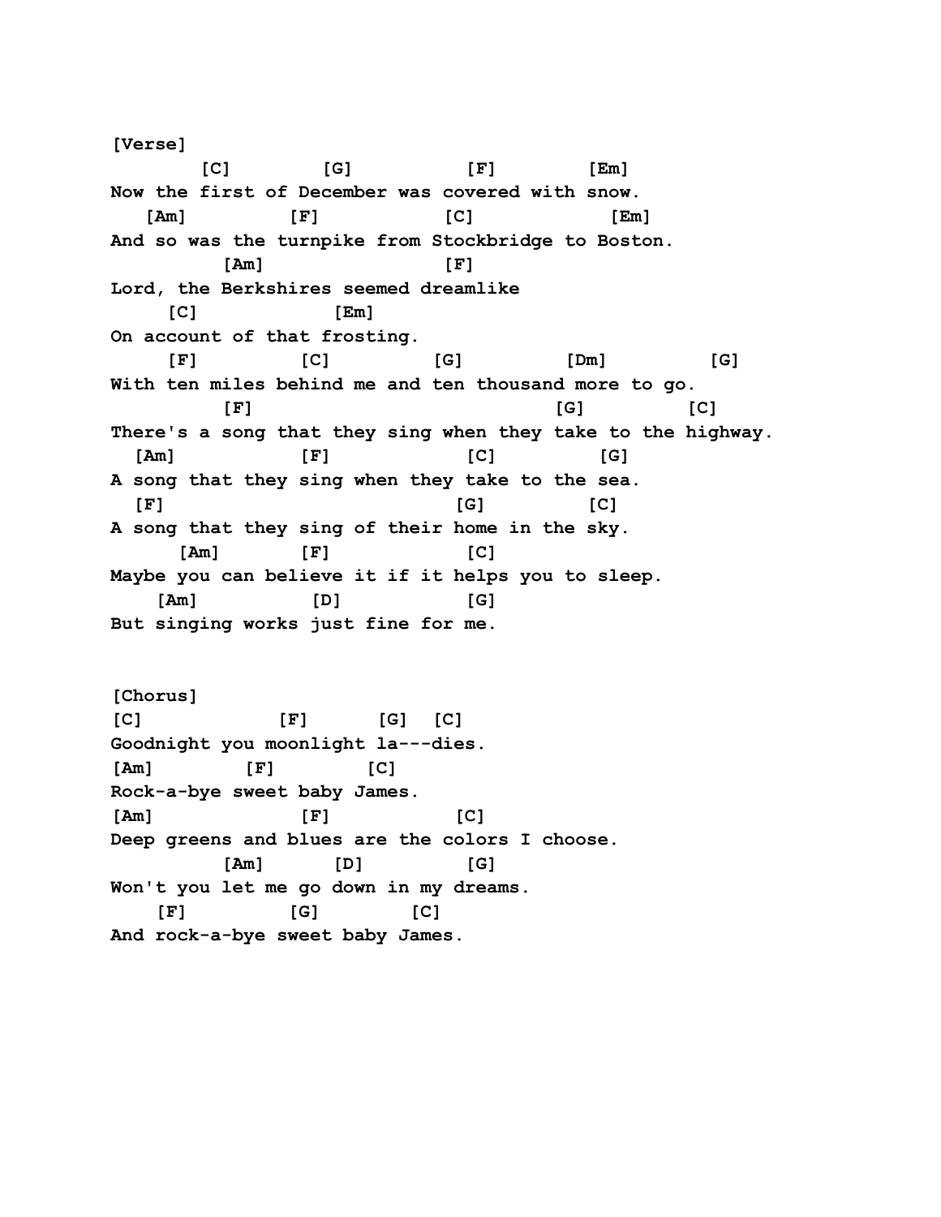```
[Verse]
        [C]        [G]          [F]        [Em]
Now the first of December was covered with snow.
   [Am]         [F]           [C]            [Em]
And so was the turnpike from Stockbridge to Boston.
         [Am]                [F]
Lord, the Berkshires seemed dreamlike
     [C]            [Em]
On account of that frosting.
     [F]         [C]         [G]         [Dm]         [G]
With ten miles behind me and ten thousand more to go.
         [F]                              [G]         [C]
There's a song that they sing when they take to the highway.
  [Am]         [F]           [C]         [G]
A song that they sing when they take to the sea.
  [F]                           [G]         [C]
A song that they sing of their home in the sky.
      [Am]       [F]            [C]
Maybe you can believe it if it helps you to sleep.
    [Am]          [D]           [G]
But singing works just fine for me.


[Chorus]
[C]            [F]      [G]  [C]
Goodnight you moonlight la---dies.
[Am]        [F]        [C]
Rock-a-bye sweet baby James.
[Am]             [F]           [C]
Deep greens and blues are the colors I choose.
         [Am]      [D]          [G]
Won't you let me go down in my dreams.
    [F]        [G]        [C]
And rock-a-bye sweet baby James.
```